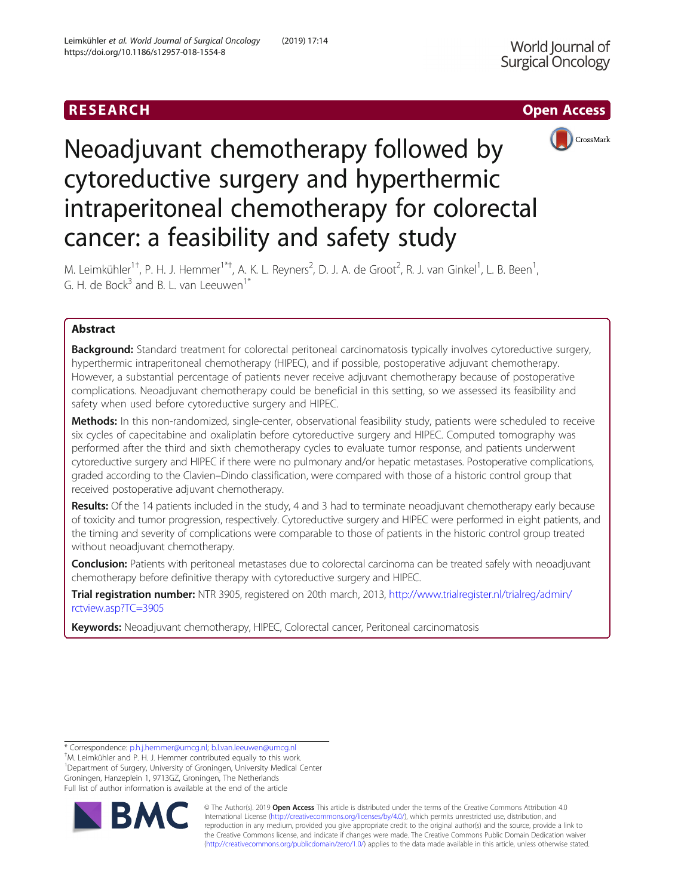RESEARCH Open Access

# Neoadjuvant chemotherapy followed by cytoreductive surgery and hyperthermic intraperitoneal chemotherapy for colorectal cancer: a feasibility and safety study

M. Leimkühler[1†], P. H. J. Hemmer[1*†], A. K. L. Reyners[2], D. J. A. de Groot[2], R. J. van Ginkel[1], L. B. Been[1], G. H. de Bock[3] and B. L. van Leeuwen[1*]

## Abstract

**Background:** Standard treatment for colorectal peritoneal carcinomatosis typically involves cytoreductive surgery, hyperthermic intraperitoneal chemotherapy (HIPEC), and if possible, postoperative adjuvant chemotherapy. However, a substantial percentage of patients never receive adjuvant chemotherapy because of postoperative complications. Neoadjuvant chemotherapy could be beneficial in this setting, so we assessed its feasibility and safety when used before cytoreductive surgery and HIPEC.

**Methods:** In this non-randomized, single-center, observational feasibility study, patients were scheduled to receive six cycles of capecitabine and oxaliplatin before cytoreductive surgery and HIPEC. Computed tomography was performed after the third and sixth chemotherapy cycles to evaluate tumor response, and patients underwent cytoreductive surgery and HIPEC if there were no pulmonary and/or hepatic metastases. Postoperative complications, graded according to the Clavien–Dindo classification, were compared with those of a historic control group that received postoperative adjuvant chemotherapy.

**Results:** Of the 14 patients included in the study, 4 and 3 had to terminate neoadjuvant chemotherapy early because of toxicity and tumor progression, respectively. Cytoreductive surgery and HIPEC were performed in eight patients, and the timing and severity of complications were comparable to those of patients in the historic control group treated without neoadjuvant chemotherapy.

**Conclusion:** Patients with peritoneal metastases due to colorectal carcinoma can be treated safely with neoadjuvant chemotherapy before definitive therapy with cytoreductive surgery and HIPEC.

**Trial registration number:** NTR 3905, registered on 20th march, 2013, http://www.trialregister.nl/trialreg/admin/rctview.asp?TC=3905

**Keywords:** Neoadjuvant chemotherapy, HIPEC, Colorectal cancer, Peritoneal carcinomatosis

---

\* Correspondence: p.h.j.hemmer@umcg.nl; b.l.van.leeuwen@umcg.nl

† M. Leimkühler and P. H. J. Hemmer contributed equally to this work.

[1] Department of Surgery, University of Groningen, University Medical Center Groningen, Hanzeplein 1, 9713GZ, Groningen, The Netherlands

Full list of author information is available at the end of the article

© The Author(s). 2019 **Open Access** This article is distributed under the terms of the Creative Commons Attribution 4.0 International License (http://creativecommons.org/licenses/by/4.0/), which permits unrestricted use, distribution, and reproduction in any medium, provided you give appropriate credit to the original author(s) and the source, provide a link to the Creative Commons license, and indicate if changes were made. The Creative Commons Public Domain Dedication waiver (http://creativecommons.org/publicdomain/zero/1.0/) applies to the data made available in this article, unless otherwise stated.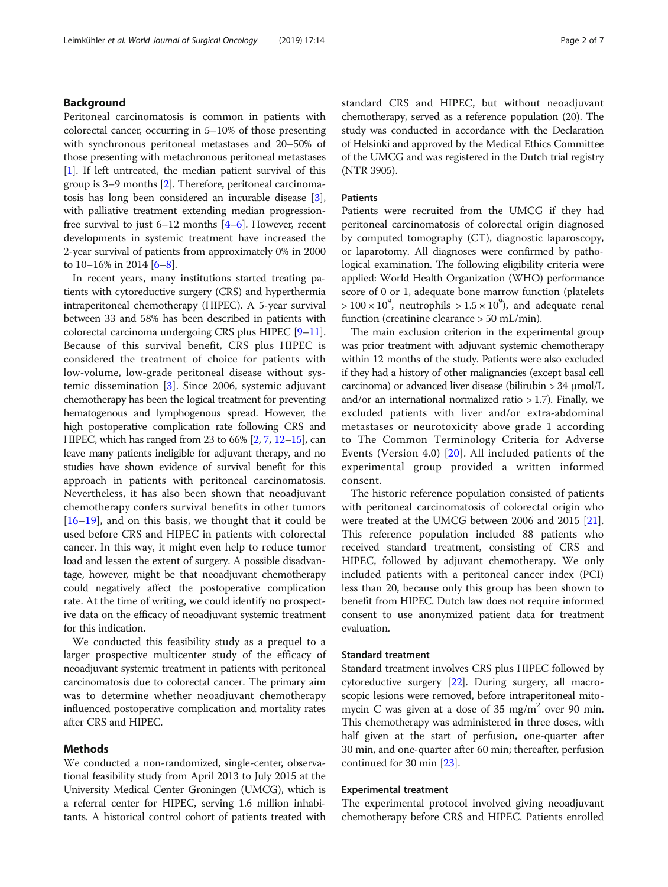## Background

Peritoneal carcinomatosis is common in patients with colorectal cancer, occurring in 5–10% of those presenting with synchronous peritoneal metastases and 20–50% of those presenting with metachronous peritoneal metastases [1]. If left untreated, the median patient survival of this group is 3–9 months [2]. Therefore, peritoneal carcinomatosis has long been considered an incurable disease [3], with palliative treatment extending median progression-free survival to just 6–12 months [4–6]. However, recent developments in systemic treatment have increased the 2-year survival of patients from approximately 0% in 2000 to 10–16% in 2014 [6–8].

In recent years, many institutions started treating patients with cytoreductive surgery (CRS) and hyperthermia intraperitoneal chemotherapy (HIPEC). A 5-year survival between 33 and 58% has been described in patients with colorectal carcinoma undergoing CRS plus HIPEC [9–11]. Because of this survival benefit, CRS plus HIPEC is considered the treatment of choice for patients with low-volume, low-grade peritoneal disease without systemic dissemination [3]. Since 2006, systemic adjuvant chemotherapy has been the logical treatment for preventing hematogenous and lymphogenous spread. However, the high postoperative complication rate following CRS and HIPEC, which has ranged from 23 to 66% [2, 7, 12–15], can leave many patients ineligible for adjuvant therapy, and no studies have shown evidence of survival benefit for this approach in patients with peritoneal carcinomatosis. Nevertheless, it has also been shown that neoadjuvant chemotherapy confers survival benefits in other tumors [16–19], and on this basis, we thought that it could be used before CRS and HIPEC in patients with colorectal cancer. In this way, it might even help to reduce tumor load and lessen the extent of surgery. A possible disadvantage, however, might be that neoadjuvant chemotherapy could negatively affect the postoperative complication rate. At the time of writing, we could identify no prospective data on the efficacy of neoadjuvant systemic treatment for this indication.

We conducted this feasibility study as a prequel to a larger prospective multicenter study of the efficacy of neoadjuvant systemic treatment in patients with peritoneal carcinomatosis due to colorectal cancer. The primary aim was to determine whether neoadjuvant chemotherapy influenced postoperative complication and mortality rates after CRS and HIPEC.

## Methods

We conducted a non-randomized, single-center, observational feasibility study from April 2013 to July 2015 at the University Medical Center Groningen (UMCG), which is a referral center for HIPEC, serving 1.6 million inhabitants. A historical control cohort of patients treated with standard CRS and HIPEC, but without neoadjuvant chemotherapy, served as a reference population (20). The study was conducted in accordance with the Declaration of Helsinki and approved by the Medical Ethics Committee of the UMCG and was registered in the Dutch trial registry (NTR 3905).

### Patients

Patients were recruited from the UMCG if they had peritoneal carcinomatosis of colorectal origin diagnosed by computed tomography (CT), diagnostic laparoscopy, or laparotomy. All diagnoses were confirmed by pathological examination. The following eligibility criteria were applied: World Health Organization (WHO) performance score of 0 or 1, adequate bone marrow function (platelets $> 100 \times 10^9$, neutrophils $> 1.5 \times 10^9$), and adequate renal function (creatinine clearance > 50 mL/min).

The main exclusion criterion in the experimental group was prior treatment with adjuvant systemic chemotherapy within 12 months of the study. Patients were also excluded if they had a history of other malignancies (except basal cell carcinoma) or advanced liver disease (bilirubin > 34 μmol/L and/or an international normalized ratio > 1.7). Finally, we excluded patients with liver and/or extra-abdominal metastases or neurotoxicity above grade 1 according to The Common Terminology Criteria for Adverse Events (Version 4.0) [20]. All included patients of the experimental group provided a written informed consent.

The historic reference population consisted of patients with peritoneal carcinomatosis of colorectal origin who were treated at the UMCG between 2006 and 2015 [21]. This reference population included 88 patients who received standard treatment, consisting of CRS and HIPEC, followed by adjuvant chemotherapy. We only included patients with a peritoneal cancer index (PCI) less than 20, because only this group has been shown to benefit from HIPEC. Dutch law does not require informed consent to use anonymized patient data for treatment evaluation.

### Standard treatment

Standard treatment involves CRS plus HIPEC followed by cytoreductive surgery [22]. During surgery, all macroscopic lesions were removed, before intraperitoneal mitomycin C was given at a dose of 35 mg/m$^2$ over 90 min. This chemotherapy was administered in three doses, with half given at the start of perfusion, one-quarter after 30 min, and one-quarter after 60 min; thereafter, perfusion continued for 30 min [23].

### Experimental treatment

The experimental protocol involved giving neoadjuvant chemotherapy before CRS and HIPEC. Patients enrolled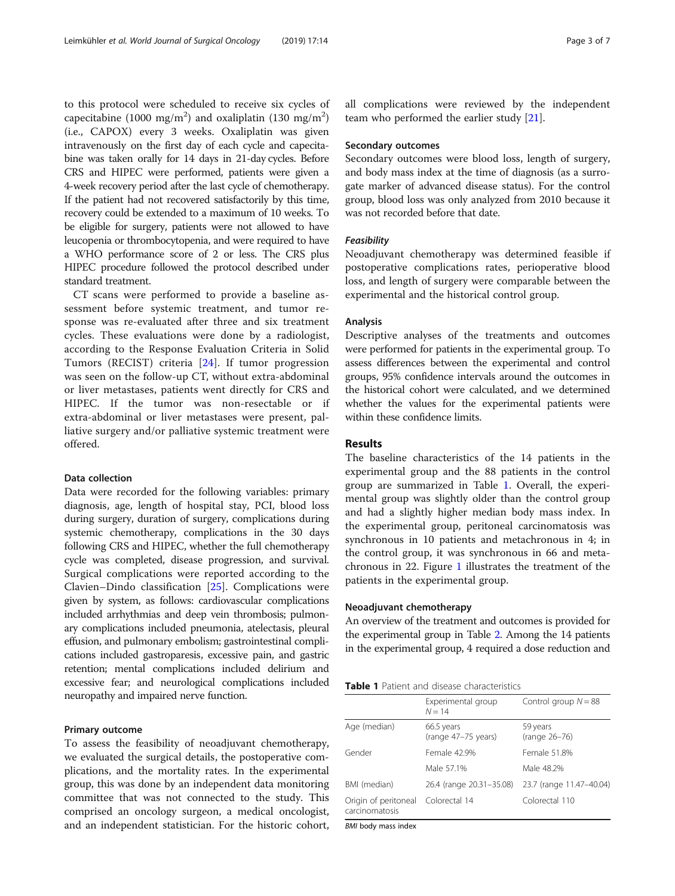to this protocol were scheduled to receive six cycles of capecitabine (1000 mg/m$^2$) and oxaliplatin (130 mg/m$^2$) (i.e., CAPOX) every 3 weeks. Oxaliplatin was given intravenously on the first day of each cycle and capecitabine was taken orally for 14 days in 21-day cycles. Before CRS and HIPEC were performed, patients were given a 4-week recovery period after the last cycle of chemotherapy. If the patient had not recovered satisfactorily by this time, recovery could be extended to a maximum of 10 weeks. To be eligible for surgery, patients were not allowed to have leucopenia or thrombocytopenia, and were required to have a WHO performance score of 2 or less. The CRS plus HIPEC procedure followed the protocol described under standard treatment.

CT scans were performed to provide a baseline assessment before systemic treatment, and tumor response was re-evaluated after three and six treatment cycles. These evaluations were done by a radiologist, according to the Response Evaluation Criteria in Solid Tumors (RECIST) criteria [24]. If tumor progression was seen on the follow-up CT, without extra-abdominal or liver metastases, patients went directly for CRS and HIPEC. If the tumor was non-resectable or if extra-abdominal or liver metastases were present, palliative surgery and/or palliative systemic treatment were offered.

### Data collection

Data were recorded for the following variables: primary diagnosis, age, length of hospital stay, PCI, blood loss during surgery, duration of surgery, complications during systemic chemotherapy, complications in the 30 days following CRS and HIPEC, whether the full chemotherapy cycle was completed, disease progression, and survival. Surgical complications were reported according to the Clavien–Dindo classification [25]. Complications were given by system, as follows: cardiovascular complications included arrhythmias and deep vein thrombosis; pulmonary complications included pneumonia, atelectasis, pleural effusion, and pulmonary embolism; gastrointestinal complications included gastroparesis, excessive pain, and gastric retention; mental complications included delirium and excessive fear; and neurological complications included neuropathy and impaired nerve function.

### Primary outcome

To assess the feasibility of neoadjuvant chemotherapy, we evaluated the surgical details, the postoperative complications, and the mortality rates. In the experimental group, this was done by an independent data monitoring committee that was not connected to the study. This comprised an oncology surgeon, a medical oncologist, and an independent statistician. For the historic cohort, all complications were reviewed by the independent team who performed the earlier study [21].

### Secondary outcomes

Secondary outcomes were blood loss, length of surgery, and body mass index at the time of diagnosis (as a surrogate marker of advanced disease status). For the control group, blood loss was only analyzed from 2010 because it was not recorded before that date.

#### *Feasibility*

Neoadjuvant chemotherapy was determined feasible if postoperative complications rates, perioperative blood loss, and length of surgery were comparable between the experimental and the historical control group.

### Analysis

Descriptive analyses of the treatments and outcomes were performed for patients in the experimental group. To assess differences between the experimental and control groups, 95% confidence intervals around the outcomes in the historical cohort were calculated, and we determined whether the values for the experimental patients were within these confidence limits.

## Results

The baseline characteristics of the 14 patients in the experimental group and the 88 patients in the control group are summarized in Table 1. Overall, the experimental group was slightly older than the control group and had a slightly higher median body mass index. In the experimental group, peritoneal carcinomatosis was synchronous in 10 patients and metachronous in 4; in the control group, it was synchronous in 66 and metachronous in 22. Figure 1 illustrates the treatment of the patients in the experimental group.

### Neoadjuvant chemotherapy

An overview of the treatment and outcomes is provided for the experimental group in Table 2. Among the 14 patients in the experimental group, 4 required a dose reduction and

**Table 1** Patient and disease characteristics

| | Experimental group $N = 14$ | Control group $N = 88$ |
|---|---|---|
| Age (median) | 66.5 years (range 47–75 years) | 59 years (range 26–76) |
| Gender | Female 42.9% | Female 51.8% |
| | Male 57.1% | Male 48.2% |
| BMI (median) | 26.4 (range 20.31–35.08) | 23.7 (range 11.47–40.04) |
| Origin of peritoneal carcinomatosis | Colorectal 14 | Colorectal 110 |

*BMI* body mass index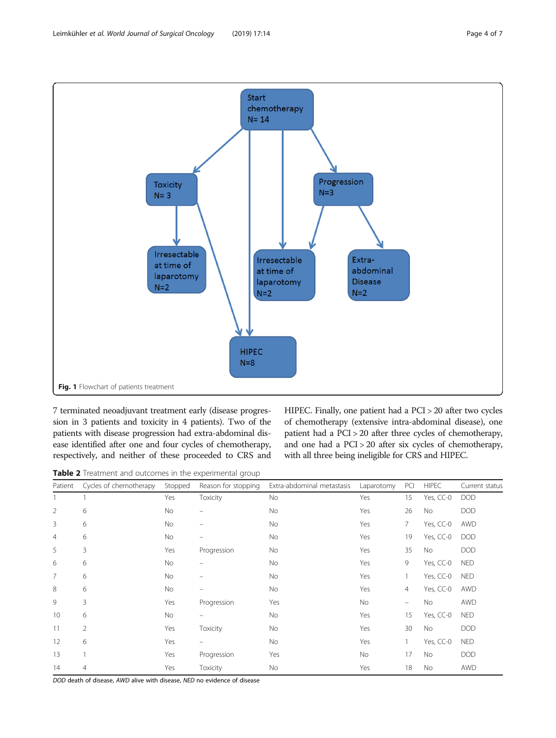Start chemotherapy N= 14

Toxicity N= 3

Progression N=3

Irresectable at time of laparotomy N=2

Irresectable at time of laparotomy N=2

Extra-abdominal Disease N=2

HIPEC N=8

**Fig. 1** Flowchart of patients treatment

7 terminated neoadjuvant treatment early (disease progression in 3 patients and toxicity in 4 patients). Two of the patients with disease progression had extra-abdominal disease identified after one and four cycles of chemotherapy, respectively, and neither of these proceeded to CRS and HIPEC. Finally, one patient had a PCI > 20 after two cycles of chemotherapy (extensive intra-abdominal disease), one patient had a PCI > 20 after three cycles of chemotherapy, and one had a PCI > 20 after six cycles of chemotherapy, with all three being ineligible for CRS and HIPEC.

**Table 2** Treatment and outcomes in the experimental group

| Patient | Cycles of chemotherapy | Stopped | Reason for stopping | Extra-abdominal metastasis | Laparotomy | PCI | HIPEC | Current status |
|---|---|---|---|---|---|---|---|---|
| 1 | 1 | Yes | Toxicity | No | Yes | 15 | Yes, CC-0 | DOD |
| 2 | 6 | No | – | No | Yes | 26 | No | DOD |
| 3 | 6 | No | – | No | Yes | 7 | Yes, CC-0 | AWD |
| 4 | 6 | No | – | No | Yes | 19 | Yes, CC-0 | DOD |
| 5 | 3 | Yes | Progression | No | Yes | 35 | No | DOD |
| 6 | 6 | No | – | No | Yes | 9 | Yes, CC-0 | NED |
| 7 | 6 | No | – | No | Yes | 1 | Yes, CC-0 | NED |
| 8 | 6 | No | – | No | Yes | 4 | Yes, CC-0 | AWD |
| 9 | 3 | Yes | Progression | Yes | No | – | No | AWD |
| 10 | 6 | No | – | No | Yes | 15 | Yes, CC-0 | NED |
| 11 | 2 | Yes | Toxicity | No | Yes | 30 | No | DOD |
| 12 | 6 | Yes | – | No | Yes | 1 | Yes, CC-0 | NED |
| 13 | 1 | Yes | Progression | Yes | No | 17 | No | DOD |
| 14 | 4 | Yes | Toxicity | No | Yes | 18 | No | AWD |

*DOD* death of disease, *AWD* alive with disease, *NED* no evidence of disease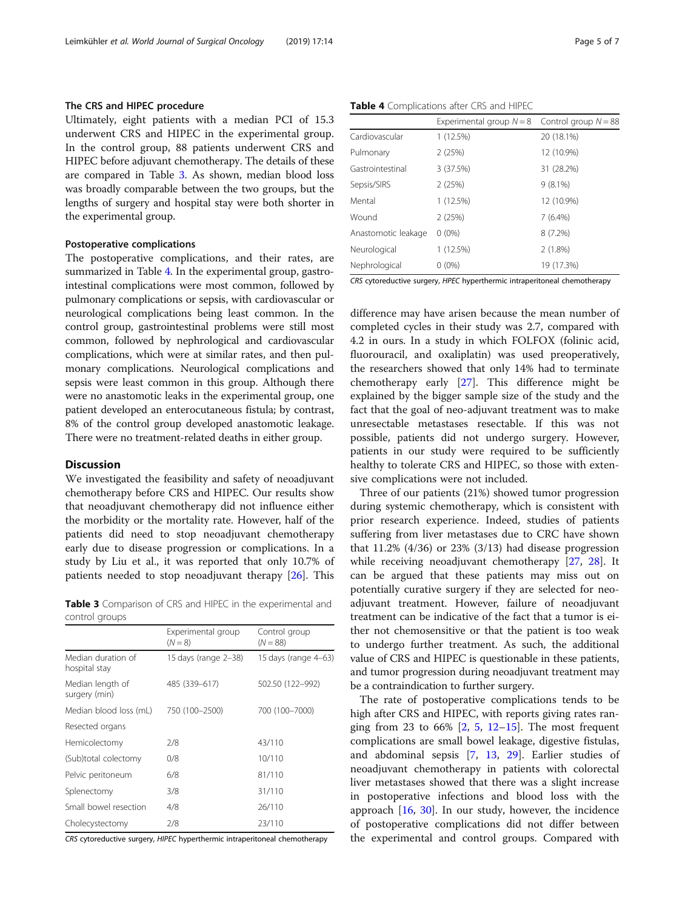### The CRS and HIPEC procedure

Ultimately, eight patients with a median PCI of 15.3 underwent CRS and HIPEC in the experimental group. In the control group, 88 patients underwent CRS and HIPEC before adjuvant chemotherapy. The details of these are compared in Table 3. As shown, median blood loss was broadly comparable between the two groups, but the lengths of surgery and hospital stay were both shorter in the experimental group.

### Postoperative complications

The postoperative complications, and their rates, are summarized in Table 4. In the experimental group, gastrointestinal complications were most common, followed by pulmonary complications or sepsis, with cardiovascular or neurological complications being least common. In the control group, gastrointestinal problems were still most common, followed by nephrological and cardiovascular complications, which were at similar rates, and then pulmonary complications. Neurological complications and sepsis were least common in this group. Although there were no anastomotic leaks in the experimental group, one patient developed an enterocutaneous fistula; by contrast, 8% of the control group developed anastomotic leakage. There were no treatment-related deaths in either group.

## Discussion

We investigated the feasibility and safety of neoadjuvant chemotherapy before CRS and HIPEC. Our results show that neoadjuvant chemotherapy did not influence either the morbidity or the mortality rate. However, half of the patients did need to stop neoadjuvant chemotherapy early due to disease progression or complications. In a study by Liu et al., it was reported that only 10.7% of patients needed to stop neoadjuvant therapy [26]. This difference may have arisen because the mean number of completed cycles in their study was 2.7, compared with 4.2 in ours. In a study in which FOLFOX (folinic acid, fluorouracil, and oxaliplatin) was used preoperatively, the researchers showed that only 14% had to terminate chemotherapy early [27]. This difference might be explained by the bigger sample size of the study and the fact that the goal of neo-adjuvant treatment was to make unresectable metastases resectable. If this was not possible, patients did not undergo surgery. However, patients in our study were required to be sufficiently healthy to tolerate CRS and HIPEC, so those with extensive complications were not included.

Three of our patients (21%) showed tumor progression during systemic chemotherapy, which is consistent with prior research experience. Indeed, studies of patients suffering from liver metastases due to CRC have shown that 11.2% (4/36) or 23% (3/13) had disease progression while receiving neoadjuvant chemotherapy [27, 28]. It can be argued that these patients may miss out on potentially curative surgery if they are selected for neoadjuvant treatment. However, failure of neoadjuvant treatment can be indicative of the fact that a tumor is either not chemosensitive or that the patient is too weak to undergo further treatment. As such, the additional value of CRS and HIPEC is questionable in these patients, and tumor progression during neoadjuvant treatment may be a contraindication to further surgery.

The rate of postoperative complications tends to be high after CRS and HIPEC, with reports giving rates ranging from 23 to 66% [2, 5, 12–15]. The most frequent complications are small bowel leakage, digestive fistulas, and abdominal sepsis [7, 13, 29]. Earlier studies of neoadjuvant chemotherapy in patients with colorectal liver metastases showed that there was a slight increase in postoperative infections and blood loss with the approach [16, 30]. In our study, however, the incidence of postoperative complications did not differ between the experimental and control groups. Compared with

**Table 3** Comparison of CRS and HIPEC in the experimental and control groups

| | Experimental group ($N = 8$) | Control group ($N = 88$) |
|---|---|---|
| Median duration of hospital stay | 15 days (range 2–38) | 15 days (range 4–63) |
| Median length of surgery (min) | 485 (339–617) | 502.50 (122–992) |
| Median blood loss (mL) | 750 (100–2500) | 700 (100–7000) |
| Resected organs | | |
| Hemicolectomy | 2/8 | 43/110 |
| (Sub)total colectomy | 0/8 | 10/110 |
| Pelvic peritoneum | 6/8 | 81/110 |
| Splenectomy | 3/8 | 31/110 |
| Small bowel resection | 4/8 | 26/110 |
| Cholecystectomy | 2/8 | 23/110 |

*CRS* cytoreductive surgery, *HIPEC* hyperthermic intraperitoneal chemotherapy

**Table 4** Complications after CRS and HIPEC

| | Experimental group $N = 8$ | Control group $N = 88$ |
|---|---|---|
| Cardiovascular | 1 (12.5%) | 20 (18.1%) |
| Pulmonary | 2 (25%) | 12 (10.9%) |
| Gastrointestinal | 3 (37.5%) | 31 (28.2%) |
| Sepsis/SIRS | 2 (25%) | 9 (8.1%) |
| Mental | 1 (12.5%) | 12 (10.9%) |
| Wound | 2 (25%) | 7 (6.4%) |
| Anastomotic leakage | 0 (0%) | 8 (7.2%) |
| Neurological | 1 (12.5%) | 2 (1.8%) |
| Nephrological | 0 (0%) | 19 (17.3%) |

*CRS* cytoreductive surgery, *HPEC* hyperthermic intraperitoneal chemotherapy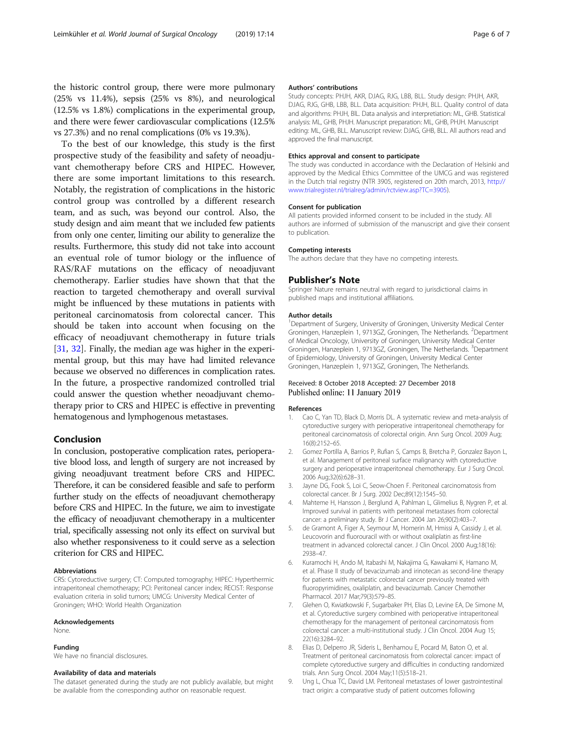the historic control group, there were more pulmonary (25% vs 11.4%), sepsis (25% vs 8%), and neurological (12.5% vs 1.8%) complications in the experimental group, and there were fewer cardiovascular complications (12.5% vs 27.3%) and no renal complications (0% vs 19.3%).

To the best of our knowledge, this study is the first prospective study of the feasibility and safety of neoadjuvant chemotherapy before CRS and HIPEC. However, there are some important limitations to this research. Notably, the registration of complications in the historic control group was controlled by a different research team, and as such, was beyond our control. Also, the study design and aim meant that we included few patients from only one center, limiting our ability to generalize the results. Furthermore, this study did not take into account an eventual role of tumor biology or the influence of RAS/RAF mutations on the efficacy of neoadjuvant chemotherapy. Earlier studies have shown that that the reaction to targeted chemotherapy and overall survival might be influenced by these mutations in patients with peritoneal carcinomatosis from colorectal cancer. This should be taken into account when focusing on the efficacy of neoadjuvant chemotherapy in future trials [31, 32]. Finally, the median age was higher in the experimental group, but this may have had limited relevance because we observed no differences in complication rates. In the future, a prospective randomized controlled trial could answer the question whether neoadjuvant chemotherapy prior to CRS and HIPEC is effective in preventing hematogenous and lymphogenous metastases.

## Conclusion

In conclusion, postoperative complication rates, perioperative blood loss, and length of surgery are not increased by giving neoadjuvant treatment before CRS and HIPEC. Therefore, it can be considered feasible and safe to perform further study on the effects of neoadjuvant chemotherapy before CRS and HIPEC. In the future, we aim to investigate the efficacy of neoadjuvant chemotherapy in a multicenter trial, specifically assessing not only its effect on survival but also whether responsiveness to it could serve as a selection criterion for CRS and HIPEC.

#### Abbreviations

CRS: Cytoreductive surgery; CT: Computed tomography; HIPEC: Hyperthermic intraperitoneal chemotherapy; PCI: Peritoneal cancer index; RECIST: Response evaluation criteria in solid tumors; UMCG: University Medical Center of Groningen; WHO: World Health Organization

#### Acknowledgements

None.

#### Funding

We have no financial disclosures.

#### Availability of data and materials

The dataset generated during the study are not publicly available, but might be available from the corresponding author on reasonable request.

#### Authors' contributions

Study concepts: PHJH, AKR, DJAG, RJG, LBB, BLL. Study design: PHJH, AKR, DJAG, RJG, GHB, LBB, BLL. Data acquisition: PHJH, BLL. Quality control of data and algorithms: PHJH, BlL. Data analysis and interpretation: ML, GHB. Statistical analysis: ML, GHB, PHJH. Manuscript preparation: ML, GHB, PHJH. Manuscript editing: ML, GHB, BLL. Manuscript review: DJAG, GHB, BLL. All authors read and approved the final manuscript.

#### Ethics approval and consent to participate

The study was conducted in accordance with the Declaration of Helsinki and approved by the Medical Ethics Committee of the UMCG and was registered in the Dutch trial registry (NTR 3905, registered on 20th march, 2013, http://www.trialregister.nl/trialreg/admin/rctview.asp?TC=3905).

#### Consent for publication

All patients provided informed consent to be included in the study. All authors are informed of submission of the manuscript and give their consent to publication.

#### Competing interests

The authors declare that they have no competing interests.

## Publisher's Note

Springer Nature remains neutral with regard to jurisdictional claims in published maps and institutional affiliations.

#### Author details

[1]Department of Surgery, University of Groningen, University Medical Center Groningen, Hanzeplein 1, 9713GZ, Groningen, The Netherlands. [2]Department of Medical Oncology, University of Groningen, University Medical Center Groningen, Hanzeplein 1, 9713GZ, Groningen, The Netherlands. [3]Department of Epidemiology, University of Groningen, University Medical Center Groningen, Hanzeplein 1, 9713GZ, Groningen, The Netherlands.

Received: 8 October 2018 Accepted: 27 December 2018
Published online: 11 January 2019

#### References

1. Cao C, Yan TD, Black D, Morris DL. A systematic review and meta-analysis of cytoreductive surgery with perioperative intraperitoneal chemotherapy for peritoneal carcinomatosis of colorectal origin. Ann Surg Oncol. 2009 Aug; 16(8):2152–65.
2. Gomez Portilla A, Barrios P, Rufian S, Camps B, Bretcha P, Gonzalez Bayon L, et al. Management of peritoneal surface malignancy with cytoreductive surgery and perioperative intraperitoneal chemotherapy. Eur J Surg Oncol. 2006 Aug;32(6):628–31.
3. Jayne DG, Fook S, Loi C, Seow-Choen F. Peritoneal carcinomatosis from colorectal cancer. Br J Surg. 2002 Dec;89(12):1545–50.
4. Mahteme H, Hansson J, Berglund A, Pahlman L, Glimelius B, Nygren P, et al. Improved survival in patients with peritoneal metastases from colorectal cancer: a preliminary study. Br J Cancer. 2004 Jan 26;90(2):403–7.
5. de Gramont A, Figer A, Seymour M, Homerin M, Hmissi A, Cassidy J, et al. Leucovorin and fluorouracil with or without oxaliplatin as first-line treatment in advanced colorectal cancer. J Clin Oncol. 2000 Aug;18(16): 2938–47.
6. Kuramochi H, Ando M, Itabashi M, Nakajima G, Kawakami K, Hamano M, et al. Phase II study of bevacizumab and irinotecan as second-line therapy for patients with metastatic colorectal cancer previously treated with fluoropyrimidines, oxaliplatin, and bevacizumab. Cancer Chemother Pharmacol. 2017 Mar;79(3):579–85.
7. Glehen O, Kwiatkowski F, Sugarbaker PH, Elias D, Levine EA, De Simone M, et al. Cytoreductive surgery combined with perioperative intraperitoneal chemotherapy for the management of peritoneal carcinomatosis from colorectal cancer: a multi-institutional study. J Clin Oncol. 2004 Aug 15; 22(16):3284–92.
8. Elias D, Delperro JR, Sideris L, Benhamou E, Pocard M, Baton O, et al. Treatment of peritoneal carcinomatosis from colorectal cancer: impact of complete cytoreductive surgery and difficulties in conducting randomized trials. Ann Surg Oncol. 2004 May;11(5):518–21.
9. Ung L, Chua TC, David LM. Peritoneal metastases of lower gastrointestinal tract origin: a comparative study of patient outcomes following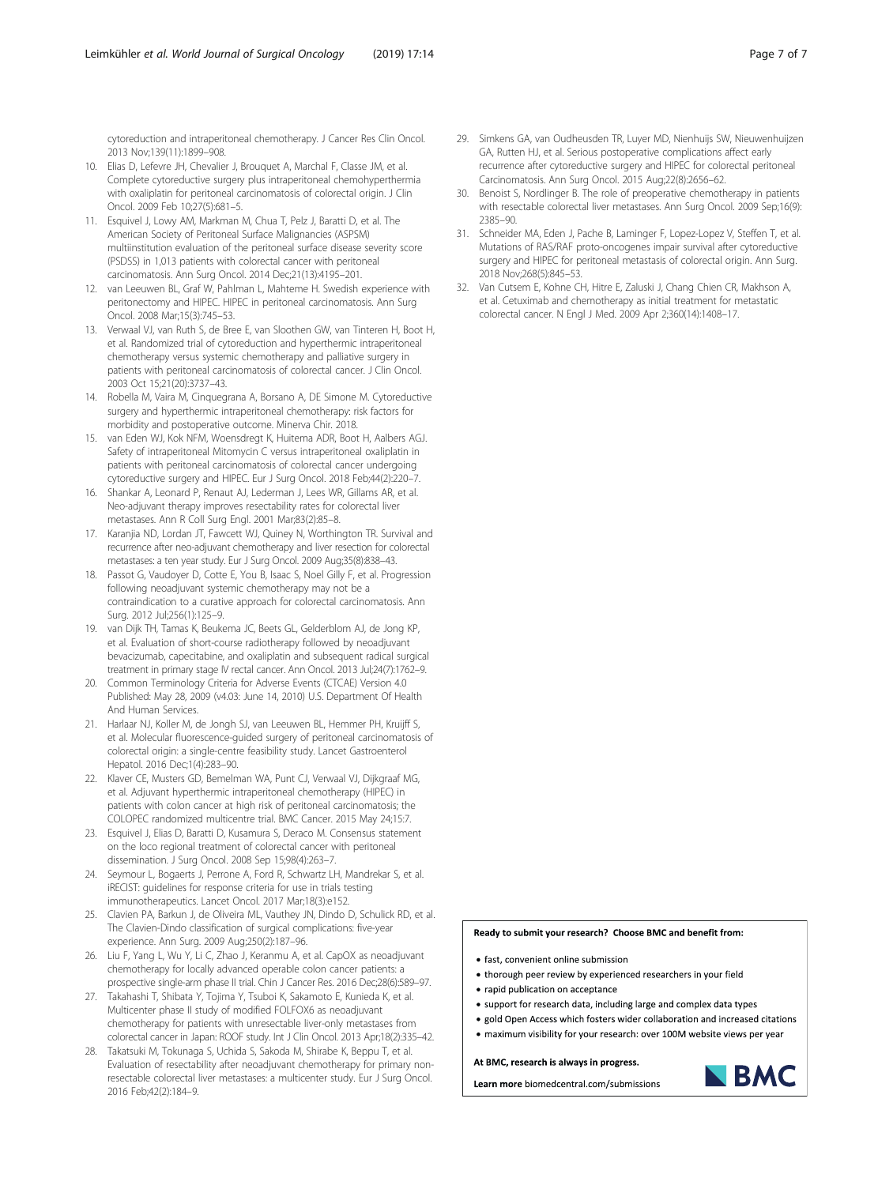cytoreduction and intraperitoneal chemotherapy. J Cancer Res Clin Oncol. 2013 Nov;139(11):1899–908.

10. Elias D, Lefevre JH, Chevalier J, Brouquet A, Marchal F, Classe JM, et al. Complete cytoreductive surgery plus intraperitoneal chemohyperthermia with oxaliplatin for peritoneal carcinomatosis of colorectal origin. J Clin Oncol. 2009 Feb 10;27(5):681–5.
11. Esquivel J, Lowy AM, Markman M, Chua T, Pelz J, Baratti D, et al. The American Society of Peritoneal Surface Malignancies (ASPSM) multiinstitution evaluation of the peritoneal surface disease severity score (PSDSS) in 1,013 patients with colorectal cancer with peritoneal carcinomatosis. Ann Surg Oncol. 2014 Dec;21(13):4195–201.
12. van Leeuwen BL, Graf W, Pahlman L, Mahteme H. Swedish experience with peritonectomy and HIPEC. HIPEC in peritoneal carcinomatosis. Ann Surg Oncol. 2008 Mar;15(3):745–53.
13. Verwaal VJ, van Ruth S, de Bree E, van Slooten GW, van Tinteren H, Boot H, et al. Randomized trial of cytoreduction and hyperthermic intraperitoneal chemotherapy versus systemic chemotherapy and palliative surgery in patients with peritoneal carcinomatosis of colorectal cancer. J Clin Oncol. 2003 Oct 15;21(20):3737–43.
14. Robella M, Vaira M, Cinquegrana A, Borsano A, DE Simone M. Cytoreductive surgery and hyperthermic intraperitoneal chemotherapy: risk factors for morbidity and postoperative outcome. Minerva Chir. 2018.
15. van Eden WJ, Kok NFM, Woensdregt K, Huitema ADR, Boot H, Aalbers AGJ. Safety of intraperitoneal Mitomycin C versus intraperitoneal oxaliplatin in patients with peritoneal carcinomatosis of colorectal cancer undergoing cytoreductive surgery and HIPEC. Eur J Surg Oncol. 2018 Feb;44(2):220–7.
16. Shankar A, Leonard P, Renaut AJ, Lederman J, Lees WR, Gillams AR, et al. Neo-adjuvant therapy improves resectability rates for colorectal liver metastases. Ann R Coll Surg Engl. 2001 Mar;83(2):85–8.
17. Karanjia ND, Lordan JT, Fawcett WJ, Quiney N, Worthington TR. Survival and recurrence after neo-adjuvant chemotherapy and liver resection for colorectal metastases: a ten year study. Eur J Surg Oncol. 2009 Aug;35(8):838–43.
18. Passot G, Vaudoyer D, Cotte E, You B, Isaac S, Noel Gilly F, et al. Progression following neoadjuvant systemic chemotherapy may not be a contraindication to a curative approach for colorectal carcinomatosis. Ann Surg. 2012 Jul;256(1):125–9.
19. van Dijk TH, Tamas K, Beukema JC, Beets GL, Gelderblom AJ, de Jong KP, et al. Evaluation of short-course radiotherapy followed by neoadjuvant bevacizumab, capecitabine, and oxaliplatin and subsequent radical surgical treatment in primary stage IV rectal cancer. Ann Oncol. 2013 Jul;24(7):1762–9.
20. Common Terminology Criteria for Adverse Events (CTCAE) Version 4.0 Published: May 28, 2009 (v4.03: June 14, 2010) U.S. Department Of Health And Human Services.
21. Harlaar NJ, Koller M, de Jongh SJ, van Leeuwen BL, Hemmer PH, Kruijff S, et al. Molecular fluorescence-guided surgery of peritoneal carcinomatosis of colorectal origin: a single-centre feasibility study. Lancet Gastroenterol Hepatol. 2016 Dec;1(4):283–90.
22. Klaver CE, Musters GD, Bemelman WA, Punt CJ, Verwaal VJ, Dijkgraaf MG, et al. Adjuvant hyperthermic intraperitoneal chemotherapy (HIPEC) in patients with colon cancer at high risk of peritoneal carcinomatosis; the COLOPEC randomized multicentre trial. BMC Cancer. 2015 May 24;15:7.
23. Esquivel J, Elias D, Baratti D, Kusamura S, Deraco M. Consensus statement on the loco regional treatment of colorectal cancer with peritoneal dissemination. J Surg Oncol. 2008 Sep 15;98(4):263–7.
24. Seymour L, Bogaerts J, Perrone A, Ford R, Schwartz LH, Mandrekar S, et al. iRECIST: guidelines for response criteria for use in trials testing immunotherapeutics. Lancet Oncol. 2017 Mar;18(3):e152.
25. Clavien PA, Barkun J, de Oliveira ML, Vauthey JN, Dindo D, Schulick RD, et al. The Clavien-Dindo classification of surgical complications: five-year experience. Ann Surg. 2009 Aug;250(2):187–96.
26. Liu F, Yang L, Wu Y, Li C, Zhao J, Keranmu A, et al. CapOX as neoadjuvant chemotherapy for locally advanced operable colon cancer patients: a prospective single-arm phase II trial. Chin J Cancer Res. 2016 Dec;28(6):589–97.
27. Takahashi T, Shibata Y, Tojima Y, Tsuboi K, Sakamoto E, Kunieda K, et al. Multicenter phase II study of modified FOLFOX6 as neoadjuvant chemotherapy for patients with unresectable liver-only metastases from colorectal cancer in Japan: ROOF study. Int J Clin Oncol. 2013 Apr;18(2):335–42.
28. Takatsuki M, Tokunaga S, Uchida S, Sakoda M, Shirabe K, Beppu T, et al. Evaluation of resectability after neoadjuvant chemotherapy for primary non-resectable colorectal liver metastases: a multicenter study. Eur J Surg Oncol. 2016 Feb;42(2):184–9.
29. Simkens GA, van Oudheusden TR, Luyer MD, Nienhuijs SW, Nieuwenhuijzen GA, Rutten HJ, et al. Serious postoperative complications affect early recurrence after cytoreductive surgery and HIPEC for colorectal peritoneal Carcinomatosis. Ann Surg Oncol. 2015 Aug;22(8):2656–62.
30. Benoist S, Nordlinger B. The role of preoperative chemotherapy in patients with resectable colorectal liver metastases. Ann Surg Oncol. 2009 Sep;16(9): 2385–90.
31. Schneider MA, Eden J, Pache B, Laminger F, Lopez-Lopez V, Steffen T, et al. Mutations of RAS/RAF proto-oncogenes impair survival after cytoreductive surgery and HIPEC for peritoneal metastasis of colorectal origin. Ann Surg. 2018 Nov;268(5):845–53.
32. Van Cutsem E, Kohne CH, Hitre E, Zaluski J, Chang Chien CR, Makhson A, et al. Cetuximab and chemotherapy as initial treatment for metastatic colorectal cancer. N Engl J Med. 2009 Apr 2;360(14):1408–17.

**Ready to submit your research? Choose BMC and benefit from:**

- fast, convenient online submission
- thorough peer review by experienced researchers in your field
- rapid publication on acceptance
- support for research data, including large and complex data types
- gold Open Access which fosters wider collaboration and increased citations
- maximum visibility for your research: over 100M website views per year

**At BMC, research is always in progress.**

**Learn more** biomedcentral.com/submissions

BMC